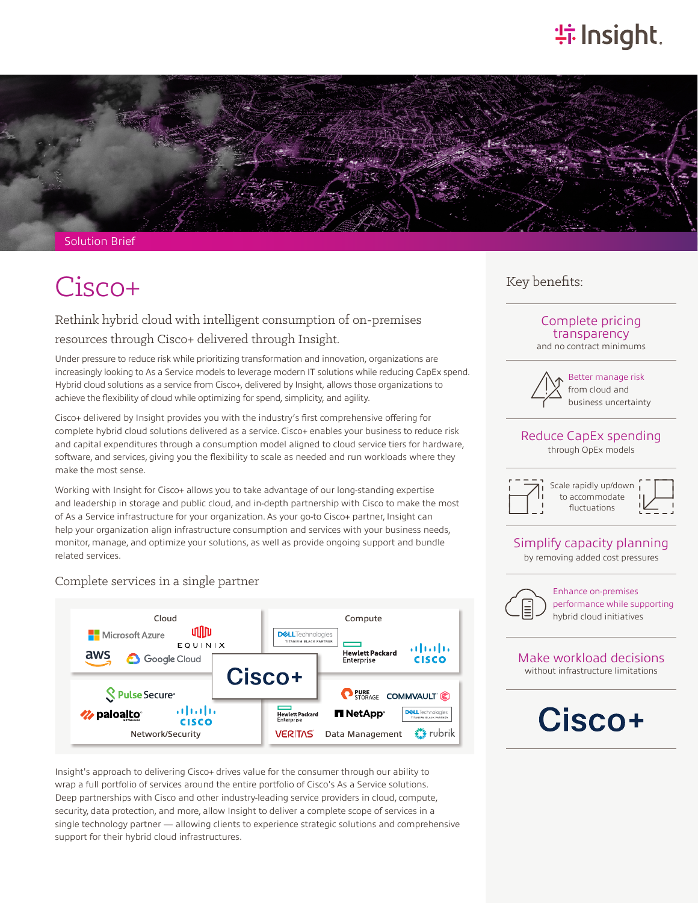Solution Brief

# Cisco+

Rethink hybrid cloud with intelligent consumption of on-premises resources through Cisco+ delivered through Insight.

Under pressure to reduce risk while prioritizing transformation and innovation, organizations are increasingly looking to As a Service models to leverage modern IT solutions while reducing CapEx spend. Hybrid cloud solutions as a service from Cisco+, delivered by Insight, allows those organizations to achieve the flexibility of cloud while optimizing for spend, simplicity, and agility.

Cisco+ delivered by Insight provides you with the industry's first comprehensive offering for complete hybrid cloud solutions delivered as a service. Cisco+ enables your business to reduce risk and capital expenditures through a consumption model aligned to cloud service tiers for hardware, software, and services, giving you the flexibility to scale as needed and run workloads where they make the most sense.

Working with Insight for Cisco+ allows you to take advantage of our long-standing expertise and leadership in storage and public cloud, and in-depth partnership with Cisco to make the most of As a Service infrastructure for your organization. As your go-to Cisco+ partner, Insight can help your organization align infrastructure consumption and services with your business needs, monitor, manage, and optimize your solutions, as well as provide ongoing support and bundle related services.

## Complete services in a single partner

**Cisco+**

- **Cloud:** Microsoft Azure, Equinix, aws, Google Cloud
- **Compute:** Dell Technologies (Titanium Black Partner), Hewlett Packard Enterprise, Cisco
- **Network/Security:** Pulse Secure, paloalto networks, Cisco
- **Data Management:** Pure Storage, Commvault, Hewlett Packard Enterprise, NetApp, Dell Technologies (Titanium Black Partner), Veritas, rubrik

Insight's approach to delivering Cisco+ drives value for the consumer through our ability to wrap a full portfolio of services around the entire portfolio of Cisco's As a Service solutions. Deep partnerships with Cisco and other industry-leading service providers in cloud, compute, security, data protection, and more, allow Insight to deliver a complete scope of services in a single technology partner — allowing clients to experience strategic solutions and comprehensive support for their hybrid cloud infrastructures.

## Key benefits:

- **Complete pricing transparency** and no contract minimums
- **Better manage risk** from cloud and business uncertainty
- **Reduce CapEx spending** through OpEx models
- Scale rapidly up/down to accommodate fluctuations
- **Simplify capacity planning** by removing added cost pressures
- **Enhance on-premises performance while supporting** hybrid cloud initiatives
- **Make workload decisions** without infrastructure limitations

Cisco+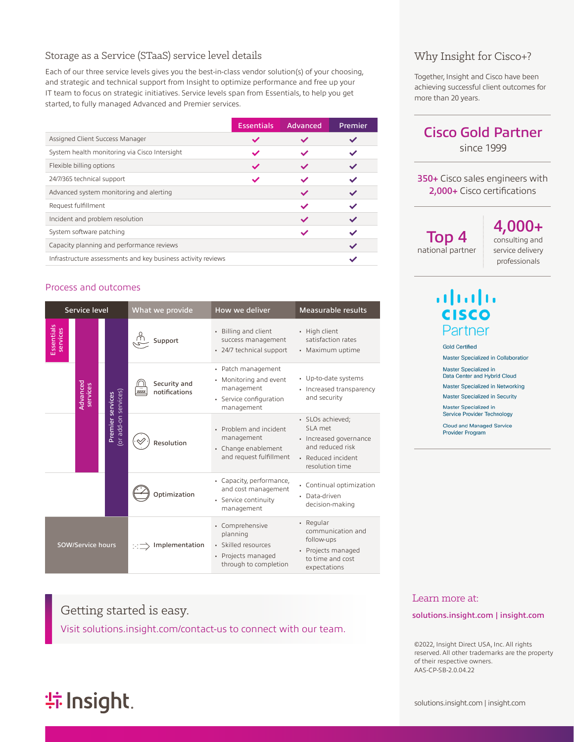## Storage as a Service (STaaS) service level details

Each of our three service levels gives you the best-in-class vendor solution(s) of your choosing, and strategic and technical support from Insight to optimize performance and free up your IT team to focus on strategic initiatives. Service levels span from Essentials, to help you get started, to fully managed Advanced and Premier services.

| | Essentials | Advanced | Premier |
|---|---|---|---|
| Assigned Client Success Manager | ✓ | ✓ | ✓ |
| System health monitoring via Cisco Intersight | ✓ | ✓ | ✓ |
| Flexible billing options | ✓ | ✓ | ✓ |
| 24/7/365 technical support | ✓ | ✓ | ✓ |
| Advanced system monitoring and alerting | | ✓ | ✓ |
| Request fulfillment | | ✓ | ✓ |
| Incident and problem resolution | | ✓ | ✓ |
| System software patching | | ✓ | ✓ |
| Capacity planning and performance reviews | | | ✓ |
| Infrastructure assessments and key business activity reviews | | | ✓ |

## Process and outcomes

| Service level | What we provide | How we deliver | Measurable results |
|---|---|---|---|
| Essentials services; Advanced services; Premier services (or add-on services) | Support | • Billing and client success management<br>• 24/7 technical support | • High client satisfaction rates<br>• Maximum uptime |
| Advanced services; Premier services (or add-on services) | Security and notifications | • Patch management<br>• Monitoring and event management<br>• Service configuration management | • Up-to-date systems<br>• Increased transparency and security |
| Advanced services; Premier services (or add-on services) | Resolution | • Problem and incident management<br>• Change enablement and request fulfillment | • SLOs achieved; SLA met<br>• Increased governance and reduced risk<br>• Reduced incident resolution time |
| Premier services (or add-on services) | Optimization | • Capacity, performance, and cost management<br>• Service continuity management | • Continual optimization<br>• Data-driven decision-making |
| SOW/Service hours | Implementation | • Comprehensive planning<br>• Skilled resources<br>• Projects managed through to completion | • Regular communication and follow-ups<br>• Projects managed to time and cost expectations |

### Getting started is easy.

Visit solutions.insight.com/contact-us to connect with our team.

## Why Insight for Cisco+?

Together, Insight and Cisco have been achieving successful client outcomes for more than 20 years.

**Cisco Gold Partner**
since 1999

**350+** Cisco sales engineers with **2,000+** Cisco certifications

**Top 4** national partner

**4,000+** consulting and service delivery professionals

Cisco Partner

- Gold Certified
- Master Specialized in Collaboration
- Master Specialized in Data Center and Hybrid Cloud
- Master Specialized in Networking
- Master Specialized in Security
- Master Specialized in Service Provider Technology
- Cloud and Managed Service Provider Program

Learn more at:
solutions.insight.com | insight.com

©2022, Insight Direct USA, Inc. All rights reserved. All other trademarks are the property of their respective owners.
AAS-CP-SB-2.0.04.22

Insight.